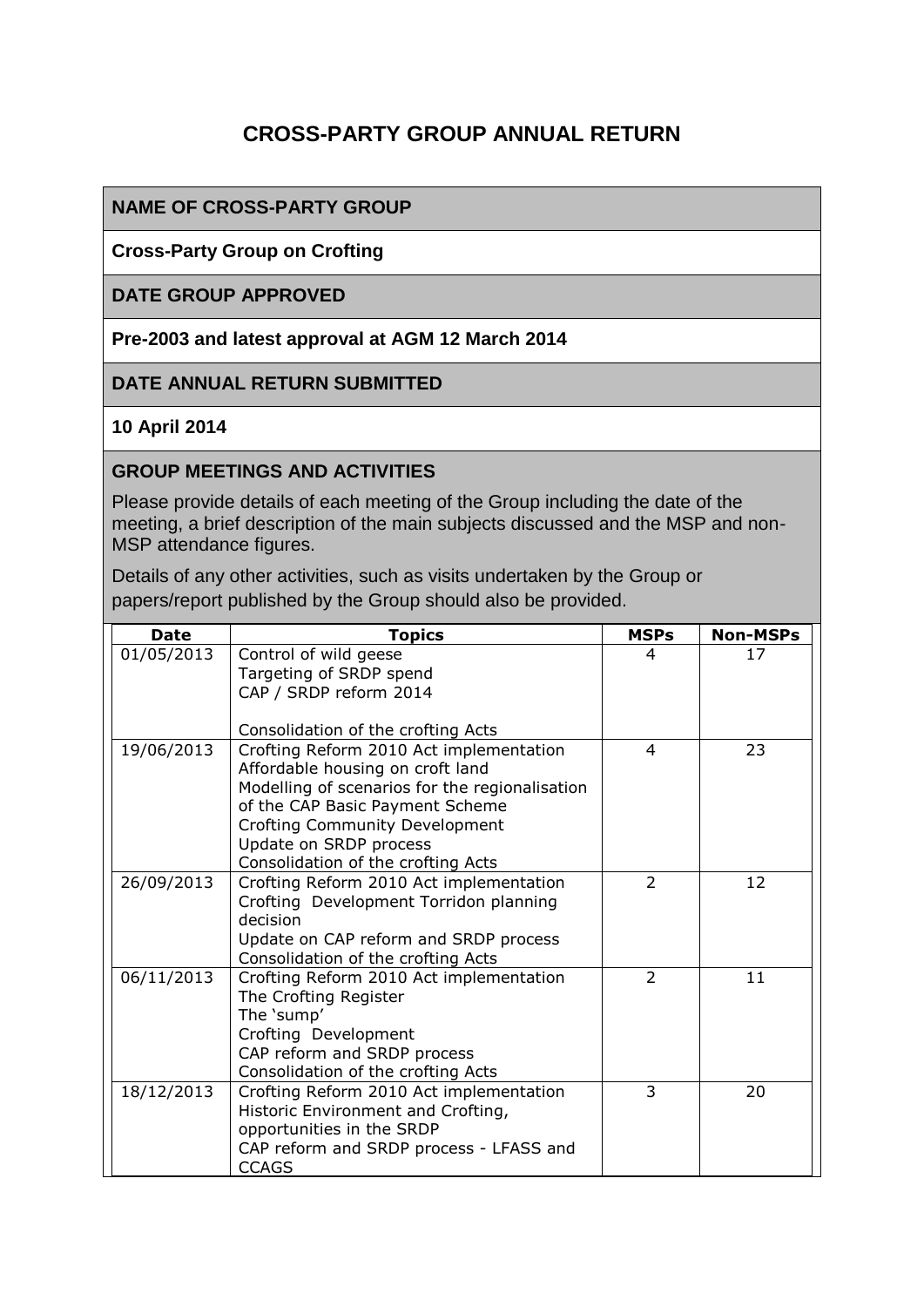# CROSS-PARTY GROUP ANNUAL RETURN

## NAME OF CROSS-PARTY GROUP

**Cross-Party Group on Crofting**

## DATE GROUP APPROVED

**Pre-2003 and latest approval at AGM 12 March 2014**

## DATE ANNUAL RETURN SUBMITTED

**10 April 2014**

## GROUP MEETINGS AND ACTIVITIES

Please provide details of each meeting of the Group including the date of the meeting, a brief description of the main subjects discussed and the MSP and non-MSP attendance figures.

Details of any other activities, such as visits undertaken by the Group or papers/report published by the Group should also be provided.

| Date | Topics | MSPs | Non-MSPs |
|---|---|---|---|
| 01/05/2013 | Control of wild geese<br>Targeting of SRDP spend<br>CAP / SRDP reform 2014<br><br>Consolidation of the crofting Acts | 4 | 17 |
| 19/06/2013 | Crofting Reform 2010 Act implementation<br>Affordable housing on croft land<br>Modelling of scenarios for the regionalisation of the CAP Basic Payment Scheme<br>Crofting Community Development<br>Update on SRDP process<br>Consolidation of the crofting Acts | 4 | 23 |
| 26/09/2013 | Crofting Reform 2010 Act implementation<br>Crofting Development Torridon planning decision<br>Update on CAP reform and SRDP process<br>Consolidation of the crofting Acts | 2 | 12 |
| 06/11/2013 | Crofting Reform 2010 Act implementation<br>The Crofting Register<br>The 'sump'<br>Crofting Development<br>CAP reform and SRDP process<br>Consolidation of the crofting Acts | 2 | 11 |
| 18/12/2013 | Crofting Reform 2010 Act implementation<br>Historic Environment and Crofting, opportunities in the SRDP<br>CAP reform and SRDP process - LFASS and CCAGS | 3 | 20 |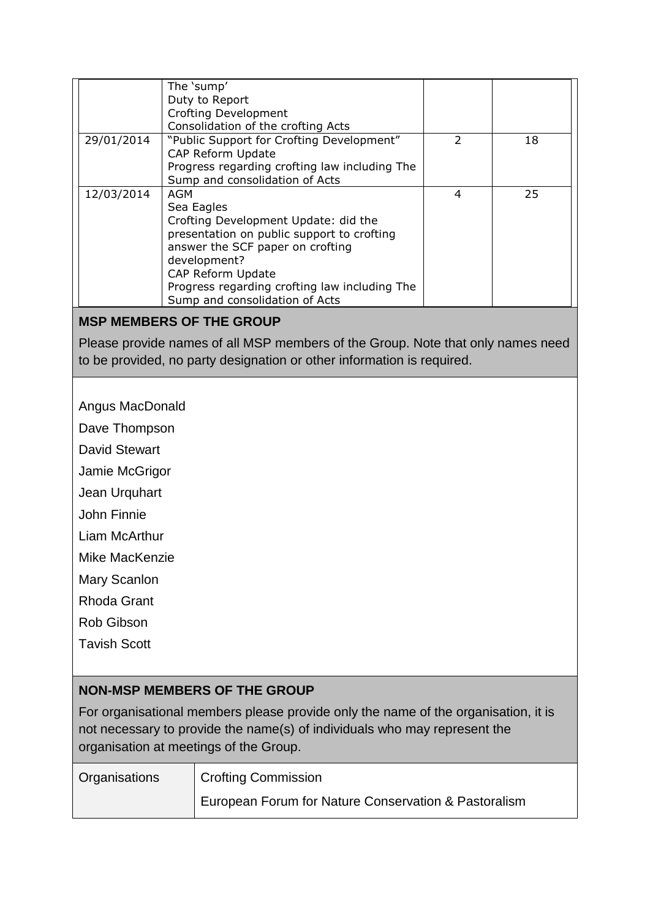| | | | |
|---|---|---|---|
| | The 'sump'<br>Duty to Report<br>Crofting Development<br>Consolidation of the crofting Acts | | |
| 29/01/2014 | "Public Support for Crofting Development"<br>CAP Reform Update<br>Progress regarding crofting law including The Sump and consolidation of Acts | 2 | 18 |
| 12/03/2014 | AGM<br>Sea Eagles<br>Crofting Development Update: did the presentation on public support to crofting answer the SCF paper on crofting development?<br>CAP Reform Update<br>Progress regarding crofting law including The Sump and consolidation of Acts | 4 | 25 |

**MSP MEMBERS OF THE GROUP**

Please provide names of all MSP members of the Group. Note that only names need to be provided, no party designation or other information is required.

Angus MacDonald

Dave Thompson

David Stewart

Jamie McGrigor

Jean Urquhart

John Finnie

Liam McArthur

Mike MacKenzie

Mary Scanlon

Rhoda Grant

Rob Gibson

Tavish Scott

**NON-MSP MEMBERS OF THE GROUP**

For organisational members please provide only the name of the organisation, it is not necessary to provide the name(s) of individuals who may represent the organisation at meetings of the Group.

| | |
|---|---|
| Organisations | Crofting Commission<br>European Forum for Nature Conservation & Pastoralism |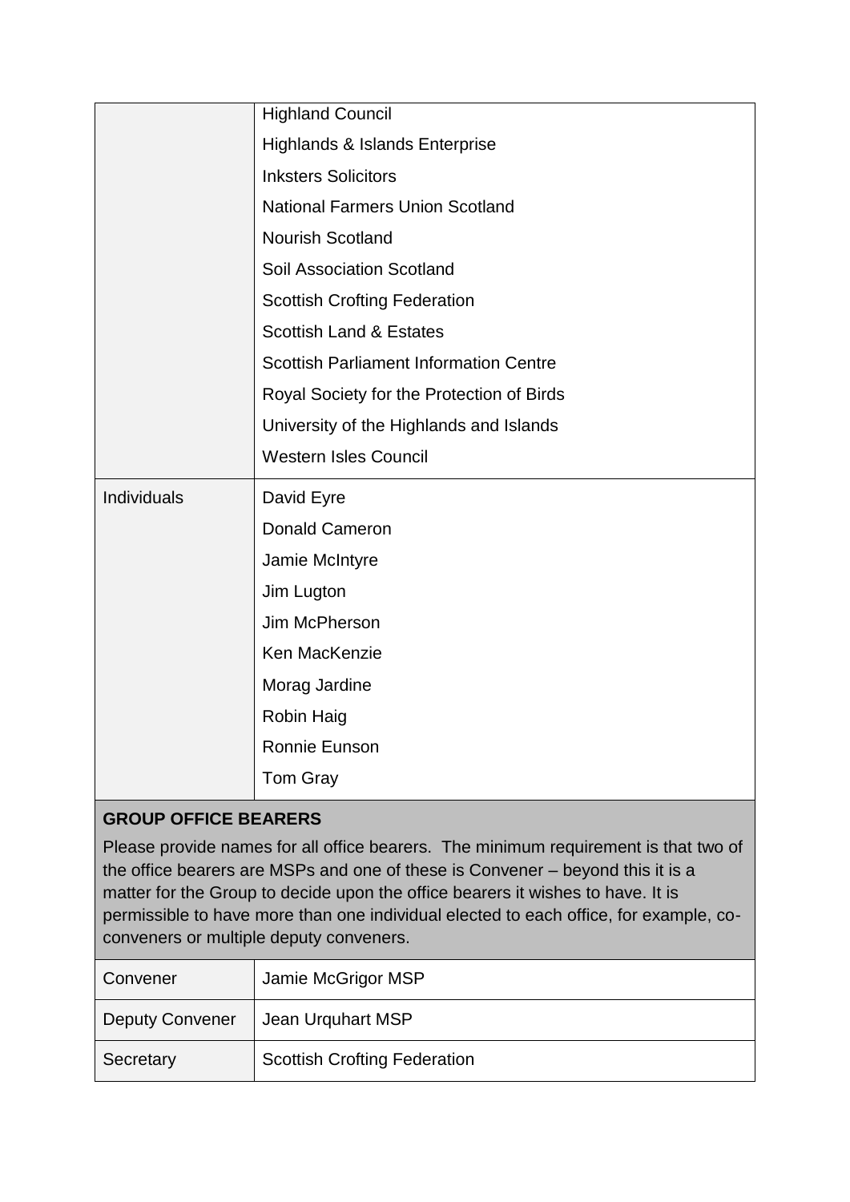| | |
|---|---|
| | Highland Council |
| | Highlands & Islands Enterprise |
| | Inksters Solicitors |
| | National Farmers Union Scotland |
| | Nourish Scotland |
| | Soil Association Scotland |
| | Scottish Crofting Federation |
| | Scottish Land & Estates |
| | Scottish Parliament Information Centre |
| | Royal Society for the Protection of Birds |
| | University of the Highlands and Islands |
| | Western Isles Council |
| Individuals | David Eyre |
| | Donald Cameron |
| | Jamie McIntyre |
| | Jim Lugton |
| | Jim McPherson |
| | Ken MacKenzie |
| | Morag Jardine |
| | Robin Haig |
| | Ronnie Eunson |
| | Tom Gray |

**GROUP OFFICE BEARERS**

Please provide names for all office bearers. The minimum requirement is that two of the office bearers are MSPs and one of these is Convener – beyond this it is a matter for the Group to decide upon the office bearers it wishes to have. It is permissible to have more than one individual elected to each office, for example, co-conveners or multiple deputy conveners.

| | |
|---|---|
| Convener | Jamie McGrigor MSP |
| Deputy Convener | Jean Urquhart MSP |
| Secretary | Scottish Crofting Federation |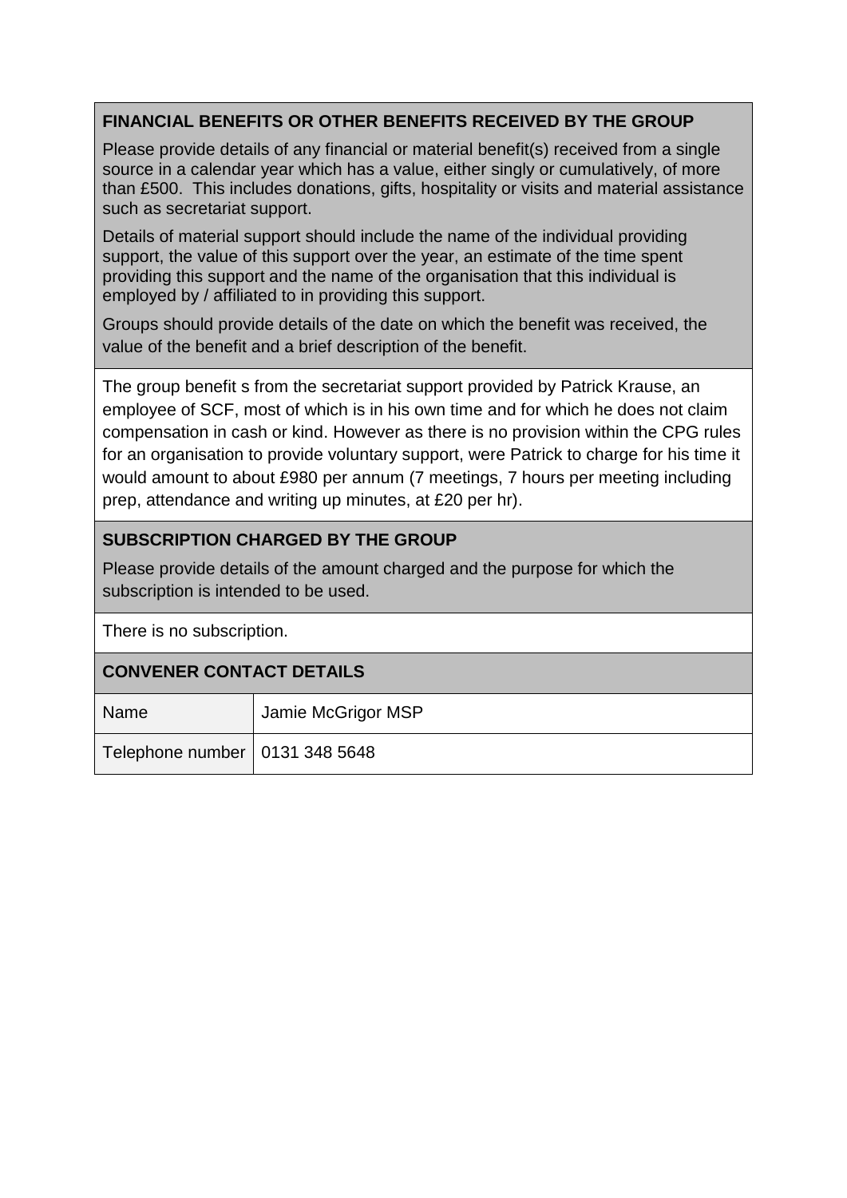**FINANCIAL BENEFITS OR OTHER BENEFITS RECEIVED BY THE GROUP**

Please provide details of any financial or material benefit(s) received from a single source in a calendar year which has a value, either singly or cumulatively, of more than £500. This includes donations, gifts, hospitality or visits and material assistance such as secretariat support.

Details of material support should include the name of the individual providing support, the value of this support over the year, an estimate of the time spent providing this support and the name of the organisation that this individual is employed by / affiliated to in providing this support.

Groups should provide details of the date on which the benefit was received, the value of the benefit and a brief description of the benefit.

The group benefit s from the secretariat support provided by Patrick Krause, an employee of SCF, most of which is in his own time and for which he does not claim compensation in cash or kind. However as there is no provision within the CPG rules for an organisation to provide voluntary support, were Patrick to charge for his time it would amount to about £980 per annum (7 meetings, 7 hours per meeting including prep, attendance and writing up minutes, at £20 per hr).

**SUBSCRIPTION CHARGED BY THE GROUP**

Please provide details of the amount charged and the purpose for which the subscription is intended to be used.

There is no subscription.

**CONVENER CONTACT DETAILS**

| | |
|---|---|
| Name | Jamie McGrigor MSP |
| Telephone number | 0131 348 5648 |